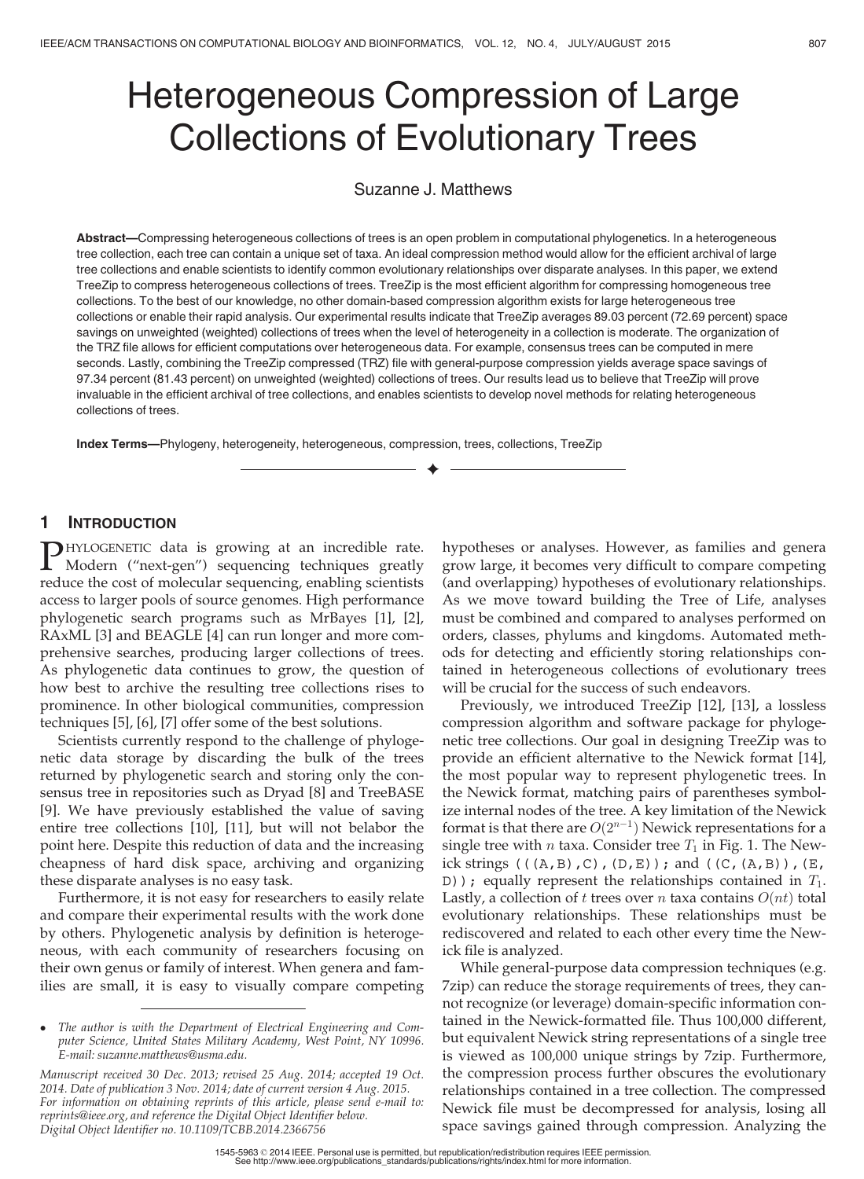# Heterogeneous Compression of Large Collections of Evolutionary Trees

Suzanne J. Matthews

**Abstract**—Compressing heterogeneous collections of trees is an open problem in computational phylogenetics. In a heterogeneous tree collection, each tree can contain a unique set of taxa. An ideal compression method would allow for the efficient archival of large tree collections and enable scientists to identify common evolutionary relationships over disparate analyses. In this paper, we extend TreeZip to compress heterogeneous collections of trees. TreeZip is the most efficient algorithm for compressing homogeneous tree collections. To the best of our knowledge, no other domain-based compression algorithm exists for large heterogeneous tree collections or enable their rapid analysis. Our experimental results indicate that TreeZip averages 89.03 percent (72.69 percent) space savings on unweighted (weighted) collections of trees when the level of heterogeneity in a collection is moderate. The organization of the TRZ file allows for efficient computations over heterogeneous data. For example, consensus trees can be computed in mere seconds. Lastly, combining the TreeZip compressed (TRZ) file with general-purpose compression yields average space savings of 97.34 percent (81.43 percent) on unweighted (weighted) collections of trees. Our results lead us to believe that TreeZip will prove invaluable in the efficient archival of tree collections, and enables scientists to develop novel methods for relating heterogeneous collections of trees.

**Index Terms**—Phylogeny, heterogeneity, heterogeneous, compression, trees, collections, TreeZip

## 1 Introduction

Phylogenetic data is growing at an incredible rate. Modern ("next-gen") sequencing techniques greatly reduce the cost of molecular sequencing, enabling scientists access to larger pools of source genomes. High performance phylogenetic search programs such as MrBayes [1], [2], RAxML [3] and BEAGLE [4] can run longer and more comprehensive searches, producing larger collections of trees. As phylogenetic data continues to grow, the question of how best to archive the resulting tree collections rises to prominence. In other biological communities, compression techniques [5], [6], [7] offer some of the best solutions.

Scientists currently respond to the challenge of phylogenetic data storage by discarding the bulk of the trees returned by phylogenetic search and storing only the consensus tree in repositories such as Dryad [8] and TreeBASE [9]. We have previously established the value of saving entire tree collections [10], [11], but will not belabor the point here. Despite this reduction of data and the increasing cheapness of hard disk space, archiving and organizing these disparate analyses is no easy task.

Furthermore, it is not easy for researchers to easily relate and compare their experimental results with the work done by others. Phylogenetic analysis by definition is heterogeneous, with each community of researchers focusing on their own genus or family of interest. When genera and families are small, it is easy to visually compare competing hypotheses or analyses. However, as families and genera grow large, it becomes very difficult to compare competing (and overlapping) hypotheses of evolutionary relationships. As we move toward building the Tree of Life, analyses must be combined and compared to analyses performed on orders, classes, phylums and kingdoms. Automated methods for detecting and efficiently storing relationships contained in heterogeneous collections of evolutionary trees will be crucial for the success of such endeavors.

Previously, we introduced TreeZip [12], [13], a lossless compression algorithm and software package for phylogenetic tree collections. Our goal in designing TreeZip was to provide an efficient alternative to the Newick format [14], the most popular way to represent phylogenetic trees. In the Newick format, matching pairs of parentheses symbolize internal nodes of the tree. A key limitation of the Newick format is that there are $O(2^{n-1})$ Newick representations for a single tree with $n$ taxa. Consider tree $T_1$ in Fig. 1. The Newick strings `(((A,B),C),(D,E));` and `((C,(A,B)),(E,D));` equally represent the relationships contained in $T_1$. Lastly, a collection of $t$ trees over $n$ taxa contains $O(nt)$ total evolutionary relationships. These relationships must be rediscovered and related to each other every time the Newick file is analyzed.

While general-purpose data compression techniques (e.g. 7zip) can reduce the storage requirements of trees, they cannot recognize (or leverage) domain-specific information contained in the Newick-formatted file. Thus 100,000 different, but equivalent Newick string representations of a single tree is viewed as 100,000 unique strings by 7zip. Furthermore, the compression process further obscures the evolutionary relationships contained in a tree collection. The compressed Newick file must be decompressed for analysis, losing all space savings gained through compression. Analyzing the

- *The author is with the Department of Electrical Engineering and Computer Science, United States Military Academy, West Point, NY 10996. E-mail: suzanne.matthews@usma.edu.*

*Manuscript received 30 Dec. 2013; revised 25 Aug. 2014; accepted 19 Oct. 2014. Date of publication 3 Nov. 2014; date of current version 4 Aug. 2015. For information on obtaining reprints of this article, please send e-mail to: reprints@ieee.org, and reference the Digital Object Identifier below. Digital Object Identifier no. 10.1109/TCBB.2014.2366756*

1545-5963 © 2014 IEEE. Personal use is permitted, but republication/redistribution requires IEEE permission. See http://www.ieee.org/publications_standards/publications/rights/index.html for more information.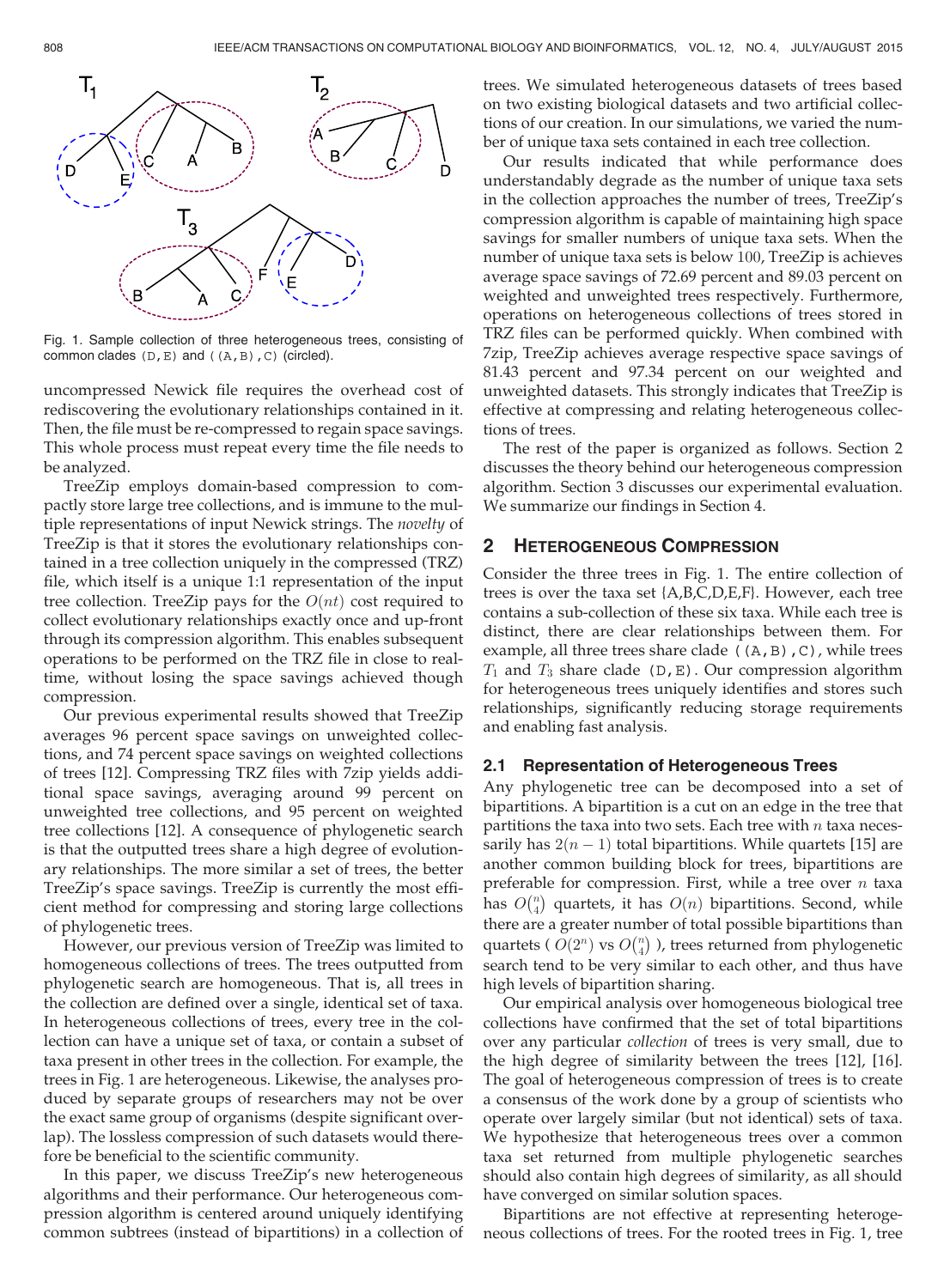Fig. 1. Sample collection of three heterogeneous trees, consisting of common clades (D,E) and ((A,B),C) (circled).

uncompressed Newick file requires the overhead cost of rediscovering the evolutionary relationships contained in it. Then, the file must be re-compressed to regain space savings. This whole process must repeat every time the file needs to be analyzed.

TreeZip employs domain-based compression to compactly store large tree collections, and is immune to the multiple representations of input Newick strings. The *novelty* of TreeZip is that it stores the evolutionary relationships contained in a tree collection uniquely in the compressed (TRZ) file, which itself is a unique 1:1 representation of the input tree collection. TreeZip pays for the $O(nt)$ cost required to collect evolutionary relationships exactly once and up-front through its compression algorithm. This enables subsequent operations to be performed on the TRZ file in close to real-time, without losing the space savings achieved though compression.

Our previous experimental results showed that TreeZip averages 96 percent space savings on unweighted collections, and 74 percent space savings on weighted collections of trees [12]. Compressing TRZ files with 7zip yields additional space savings, averaging around 99 percent on unweighted tree collections, and 95 percent on weighted tree collections [12]. A consequence of phylogenetic search is that the outputted trees share a high degree of evolutionary relationships. The more similar a set of trees, the better TreeZip's space savings. TreeZip is currently the most efficient method for compressing and storing large collections of phylogenetic trees.

However, our previous version of TreeZip was limited to homogeneous collections of trees. The trees outputted from phylogenetic search are homogeneous. That is, all trees in the collection are defined over a single, identical set of taxa. In heterogeneous collections of trees, every tree in the collection can have a unique set of taxa, or contain a subset of taxa present in other trees in the collection. For example, the trees in Fig. 1 are heterogeneous. Likewise, the analyses produced by separate groups of researchers may not be over the exact same group of organisms (despite significant overlap). The lossless compression of such datasets would therefore be beneficial to the scientific community.

In this paper, we discuss TreeZip's new heterogeneous algorithms and their performance. Our heterogeneous compression algorithm is centered around uniquely identifying common subtrees (instead of bipartitions) in a collection of trees. We simulated heterogeneous datasets of trees based on two existing biological datasets and two artificial collections of our creation. In our simulations, we varied the number of unique taxa sets contained in each tree collection.

Our results indicated that while performance does understandably degrade as the number of unique taxa sets in the collection approaches the number of trees, TreeZip's compression algorithm is capable of maintaining high space savings for smaller numbers of unique taxa sets. When the number of unique taxa sets is below 100, TreeZip is achieves average space savings of 72.69 percent and 89.03 percent on weighted and unweighted trees respectively. Furthermore, operations on heterogeneous collections of trees stored in TRZ files can be performed quickly. When combined with 7zip, TreeZip achieves average respective space savings of 81.43 percent and 97.34 percent on our weighted and unweighted datasets. This strongly indicates that TreeZip is effective at compressing and relating heterogeneous collections of trees.

The rest of the paper is organized as follows. Section 2 discusses the theory behind our heterogeneous compression algorithm. Section 3 discusses our experimental evaluation. We summarize our findings in Section 4.

## 2 Heterogeneous Compression

Consider the three trees in Fig. 1. The entire collection of trees is over the taxa set {A,B,C,D,E,F}. However, each tree contains a sub-collection of these six taxa. While each tree is distinct, there are clear relationships between them. For example, all three trees share clade ((A,B),C), while trees $T_1$ and $T_3$ share clade (D,E). Our compression algorithm for heterogeneous trees uniquely identifies and stores such relationships, significantly reducing storage requirements and enabling fast analysis.

### 2.1 Representation of Heterogeneous Trees

Any phylogenetic tree can be decomposed into a set of bipartitions. A bipartition is a cut on an edge in the tree that partitions the taxa into two sets. Each tree with $n$ taxa necessarily has $2(n-1)$ total bipartitions. While quartets [15] are another common building block for trees, bipartitions are preferable for compression. First, while a tree over $n$ taxa has $O\binom{n}{4}$ quartets, it has $O(n)$ bipartitions. Second, while there are a greater number of total possible bipartitions than quartets ( $O(2^n)$ vs $O\binom{n}{4}$ ), trees returned from phylogenetic search tend to be very similar to each other, and thus have high levels of bipartition sharing.

Our empirical analysis over homogeneous biological tree collections have confirmed that the set of total bipartitions over any particular *collection* of trees is very small, due to the high degree of similarity between the trees [12], [16]. The goal of heterogeneous compression of trees is to create a consensus of the work done by a group of scientists who operate over largely similar (but not identical) sets of taxa. We hypothesize that heterogeneous trees over a common taxa set returned from multiple phylogenetic searches should also contain high degrees of similarity, as all should have converged on similar solution spaces.

Bipartitions are not effective at representing heterogeneous collections of trees. For the rooted trees in Fig. 1, tree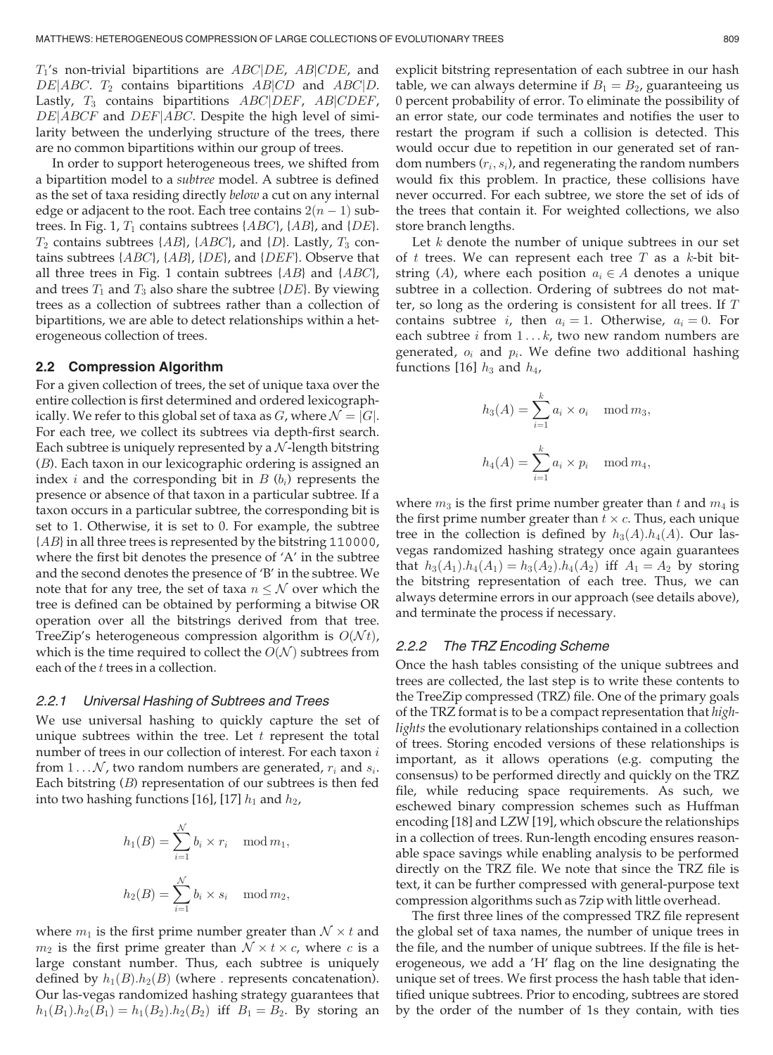$T_1$'s non-trivial bipartitions are $ABC|DE$, $AB|CDE$, and $DE|ABC$. $T_2$ contains bipartitions $AB|CD$ and $ABC|D$. Lastly, $T_3$ contains bipartitions $ABC|DEF$, $AB|CDEF$, $DE|ABCF$ and $DEF|ABC$. Despite the high level of similarity between the underlying structure of the trees, there are no common bipartitions within our group of trees.

In order to support heterogeneous trees, we shifted from a bipartition model to a *subtree* model. A subtree is defined as the set of taxa residing directly *below* a cut on any internal edge or adjacent to the root. Each tree contains $2(n-1)$ subtrees. In Fig. 1, $T_1$ contains subtrees $\{ABC\}$, $\{AB\}$, and $\{DE\}$. $T_2$ contains subtrees $\{AB\}$, $\{ABC\}$, and $\{D\}$. Lastly, $T_3$ contains subtrees $\{ABC\}$, $\{AB\}$, $\{DE\}$, and $\{DEF\}$. Observe that all three trees in Fig. 1 contain subtrees $\{AB\}$ and $\{ABC\}$, and trees $T_1$ and $T_3$ also share the subtree $\{DE\}$. By viewing trees as a collection of subtrees rather than a collection of bipartitions, we are able to detect relationships within a heterogeneous collection of trees.

## 2.2 Compression Algorithm

For a given collection of trees, the set of unique taxa over the entire collection is first determined and ordered lexicographically. We refer to this global set of taxa as $G$, where $\mathcal{N} = |G|$. For each tree, we collect its subtrees via depth-first search. Each subtree is uniquely represented by a $\mathcal{N}$-length bitstring ($B$). Each taxon in our lexicographic ordering is assigned an index $i$ and the corresponding bit in $B$ ($b_i$) represents the presence or absence of that taxon in a particular subtree. If a taxon occurs in a particular subtree, the corresponding bit is set to 1. Otherwise, it is set to 0. For example, the subtree $\{AB\}$ in all three trees is represented by the bitstring 110000, where the first bit denotes the presence of 'A' in the subtree and the second denotes the presence of 'B' in the subtree. We note that for any tree, the set of taxa $n \leq \mathcal{N}$ over which the tree is defined can be obtained by performing a bitwise OR operation over all the bitstrings derived from that tree. TreeZip's heterogeneous compression algorithm is $O(\mathcal{N}t)$, which is the time required to collect the $O(\mathcal{N})$ subtrees from each of the $t$ trees in a collection.

### 2.2.1 Universal Hashing of Subtrees and Trees

We use universal hashing to quickly capture the set of unique subtrees within the tree. Let $t$ represent the total number of trees in our collection of interest. For each taxon $i$ from $1 \ldots \mathcal{N}$, two random numbers are generated, $r_i$ and $s_i$. Each bitstring ($B$) representation of our subtrees is then fed into two hashing functions [16], [17] $h_1$ and $h_2$,

$$h_1(B) = \sum_{i=1}^{\mathcal{N}} b_i \times r_i \mod m_1,$$

$$h_2(B) = \sum_{i=1}^{\mathcal{N}} b_i \times s_i \mod m_2,$$

where $m_1$ is the first prime number greater than $\mathcal{N} \times t$ and $m_2$ is the first prime greater than $\mathcal{N} \times t \times c$, where $c$ is a large constant number. Thus, each subtree is uniquely defined by $h_1(B).h_2(B)$ (where . represents concatenation). Our las-vegas randomized hashing strategy guarantees that $h_1(B_1).h_2(B_1) = h_1(B_2).h_2(B_2)$ iff $B_1 = B_2$. By storing an explicit bitstring representation of each subtree in our hash table, we can always determine if $B_1 = B_2$, guaranteeing us 0 percent probability of error. To eliminate the possibility of an error state, our code terminates and notifies the user to restart the program if such a collision is detected. This would occur due to repetition in our generated set of random numbers $(r_i, s_i)$, and regenerating the random numbers would fix this problem. In practice, these collisions have never occurred. For each subtree, we store the set of ids of the trees that contain it. For weighted collections, we also store branch lengths.

Let $k$ denote the number of unique subtrees in our set of $t$ trees. We can represent each tree $T$ as a $k$-bit bitstring ($A$), where each position $a_i \in A$ denotes a unique subtree in a collection. Ordering of subtrees do not matter, so long as the ordering is consistent for all trees. If $T$ contains subtree $i$, then $a_i = 1$. Otherwise, $a_i = 0$. For each subtree $i$ from $1 \ldots k$, two new random numbers are generated, $o_i$ and $p_i$. We define two additional hashing functions [16] $h_3$ and $h_4$,

$$h_3(A) = \sum_{i=1}^{k} a_i \times o_i \mod m_3,$$

$$h_4(A) = \sum_{i=1}^{k} a_i \times p_i \mod m_4,$$

where $m_3$ is the first prime number greater than $t$ and $m_4$ is the first prime number greater than $t \times c$. Thus, each unique tree in the collection is defined by $h_3(A).h_4(A)$. Our las-vegas randomized hashing strategy once again guarantees that $h_3(A_1).h_4(A_1) = h_3(A_2).h_4(A_2)$ iff $A_1 = A_2$ by storing the bitstring representation of each tree. Thus, we can always determine errors in our approach (see details above), and terminate the process if necessary.

### 2.2.2 The TRZ Encoding Scheme

Once the hash tables consisting of the unique subtrees and trees are collected, the last step is to write these contents to the TreeZip compressed (TRZ) file. One of the primary goals of the TRZ format is to be a compact representation that *highlights* the evolutionary relationships contained in a collection of trees. Storing encoded versions of these relationships is important, as it allows operations (e.g. computing the consensus) to be performed directly and quickly on the TRZ file, while reducing space requirements. As such, we eschewed binary compression schemes such as Huffman encoding [18] and LZW [19], which obscure the relationships in a collection of trees. Run-length encoding ensures reasonable space savings while enabling analysis to be performed directly on the TRZ file. We note that since the TRZ file is text, it can be further compressed with general-purpose text compression algorithms such as 7zip with little overhead.

The first three lines of the compressed TRZ file represent the global set of taxa names, the number of unique trees in the file, and the number of unique subtrees. If the file is heterogeneous, we add a 'H' flag on the line designating the unique set of trees. We first process the hash table that identified unique subtrees. Prior to encoding, subtrees are stored by the order of the number of 1s they contain, with ties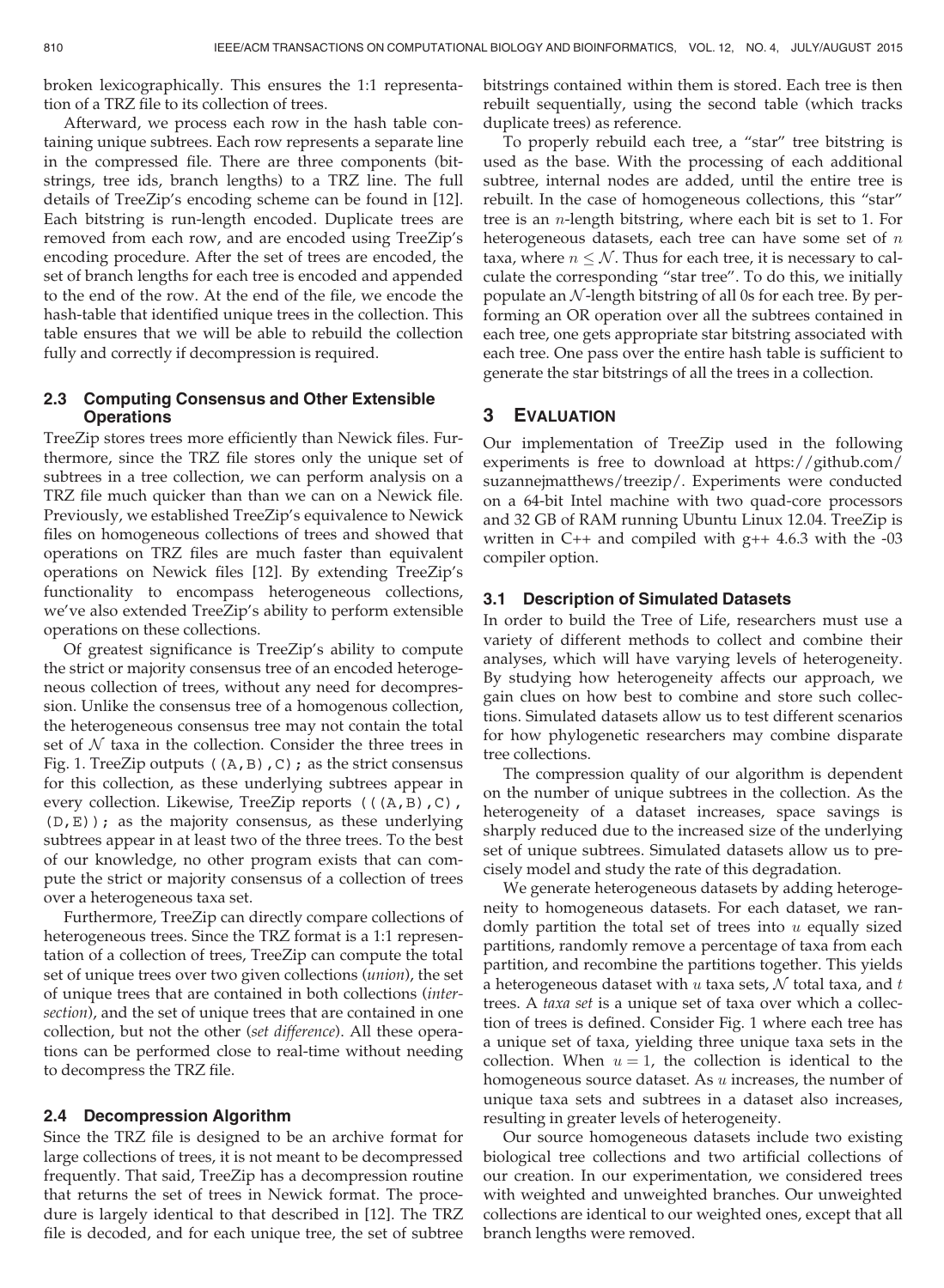broken lexicographically. This ensures the 1:1 representation of a TRZ file to its collection of trees.

Afterward, we process each row in the hash table containing unique subtrees. Each row represents a separate line in the compressed file. There are three components (bitstrings, tree ids, branch lengths) to a TRZ line. The full details of TreeZip's encoding scheme can be found in [12]. Each bitstring is run-length encoded. Duplicate trees are removed from each row, and are encoded using TreeZip's encoding procedure. After the set of trees are encoded, the set of branch lengths for each tree is encoded and appended to the end of the row. At the end of the file, we encode the hash-table that identified unique trees in the collection. This table ensures that we will be able to rebuild the collection fully and correctly if decompression is required.

### 2.3 Computing Consensus and Other Extensible Operations

TreeZip stores trees more efficiently than Newick files. Furthermore, since the TRZ file stores only the unique set of subtrees in a tree collection, we can perform analysis on a TRZ file much quicker than than we can on a Newick file. Previously, we established TreeZip's equivalence to Newick files on homogeneous collections of trees and showed that operations on TRZ files are much faster than equivalent operations on Newick files [12]. By extending TreeZip's functionality to encompass heterogeneous collections, we've also extended TreeZip's ability to perform extensible operations on these collections.

Of greatest significance is TreeZip's ability to compute the strict or majority consensus tree of an encoded heterogeneous collection of trees, without any need for decompression. Unlike the consensus tree of a homogenous collection, the heterogeneous consensus tree may not contain the total set of $\mathcal{N}$ taxa in the collection. Consider the three trees in Fig. 1. TreeZip outputs `((A,B),C);` as the strict consensus for this collection, as these underlying subtrees appear in every collection. Likewise, TreeZip reports `(((A,B),C),(D,E));` as the majority consensus, as these underlying subtrees appear in at least two of the three trees. To the best of our knowledge, no other program exists that can compute the strict or majority consensus of a collection of trees over a heterogeneous taxa set.

Furthermore, TreeZip can directly compare collections of heterogeneous trees. Since the TRZ format is a 1:1 representation of a collection of trees, TreeZip can compute the total set of unique trees over two given collections (*union*), the set of unique trees that are contained in both collections (*intersection*), and the set of unique trees that are contained in one collection, but not the other (*set difference*). All these operations can be performed close to real-time without needing to decompress the TRZ file.

### 2.4 Decompression Algorithm

Since the TRZ file is designed to be an archive format for large collections of trees, it is not meant to be decompressed frequently. That said, TreeZip has a decompression routine that returns the set of trees in Newick format. The procedure is largely identical to that described in [12]. The TRZ file is decoded, and for each unique tree, the set of subtree bitstrings contained within them is stored. Each tree is then rebuilt sequentially, using the second table (which tracks duplicate trees) as reference.

To properly rebuild each tree, a "star" tree bitstring is used as the base. With the processing of each additional subtree, internal nodes are added, until the entire tree is rebuilt. In the case of homogeneous collections, this "star" tree is an $n$-length bitstring, where each bit is set to 1. For heterogeneous datasets, each tree can have some set of $n$ taxa, where $n \leq \mathcal{N}$. Thus for each tree, it is necessary to calculate the corresponding "star tree". To do this, we initially populate an $\mathcal{N}$-length bitstring of all 0s for each tree. By performing an OR operation over all the subtrees contained in each tree, one gets appropriate star bitstring associated with each tree. One pass over the entire hash table is sufficient to generate the star bitstrings of all the trees in a collection.

## 3 Evaluation

Our implementation of TreeZip used in the following experiments is free to download at https://github.com/suzannejmatthews/treezip/. Experiments were conducted on a 64-bit Intel machine with two quad-core processors and 32 GB of RAM running Ubuntu Linux 12.04. TreeZip is written in C++ and compiled with g++ 4.6.3 with the -03 compiler option.

### 3.1 Description of Simulated Datasets

In order to build the Tree of Life, researchers must use a variety of different methods to collect and combine their analyses, which will have varying levels of heterogeneity. By studying how heterogeneity affects our approach, we gain clues on how best to combine and store such collections. Simulated datasets allow us to test different scenarios for how phylogenetic researchers may combine disparate tree collections.

The compression quality of our algorithm is dependent on the number of unique subtrees in the collection. As the heterogeneity of a dataset increases, space savings is sharply reduced due to the increased size of the underlying set of unique subtrees. Simulated datasets allow us to precisely model and study the rate of this degradation.

We generate heterogeneous datasets by adding heterogeneity to homogeneous datasets. For each dataset, we randomly partition the total set of trees into $u$ equally sized partitions, randomly remove a percentage of taxa from each partition, and recombine the partitions together. This yields a heterogeneous dataset with $u$ taxa sets, $\mathcal{N}$ total taxa, and $t$ trees. A *taxa set* is a unique set of taxa over which a collection of trees is defined. Consider Fig. 1 where each tree has a unique set of taxa, yielding three unique taxa sets in the collection. When $u = 1$, the collection is identical to the homogeneous source dataset. As $u$ increases, the number of unique taxa sets and subtrees in a dataset also increases, resulting in greater levels of heterogeneity.

Our source homogeneous datasets include two existing biological tree collections and two artificial collections of our creation. In our experimentation, we considered trees with weighted and unweighted branches. Our unweighted collections are identical to our weighted ones, except that all branch lengths were removed.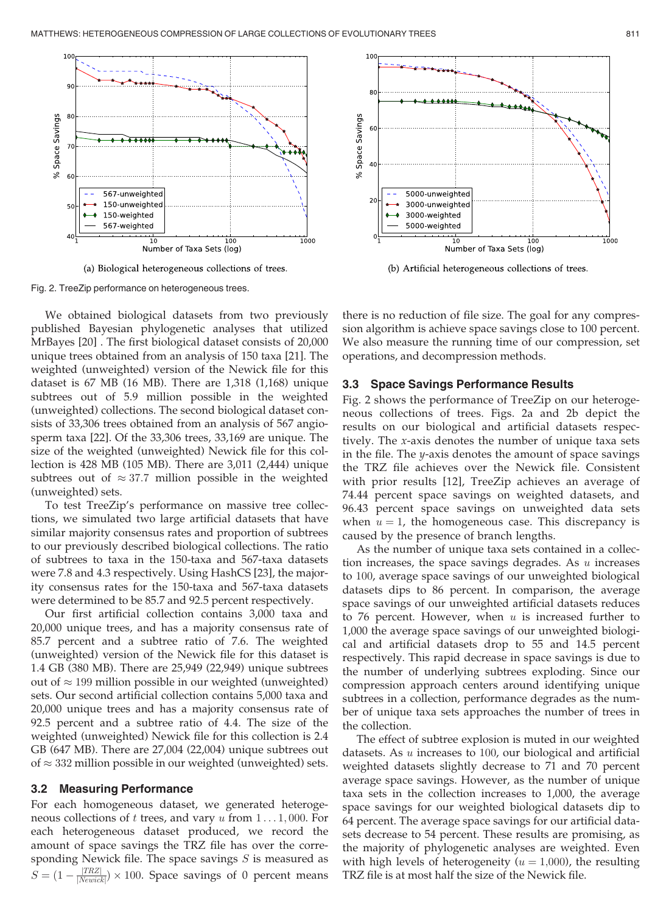(a) Biological heterogeneous collections of trees.

(b) Artificial heterogeneous collections of trees.

Fig. 2. TreeZip performance on heterogeneous trees.

We obtained biological datasets from two previously published Bayesian phylogenetic analyses that utilized MrBayes [20] . The first biological dataset consists of 20,000 unique trees obtained from an analysis of 150 taxa [21]. The weighted (unweighted) version of the Newick file for this dataset is 67 MB (16 MB). There are 1,318 (1,168) unique subtrees out of 5.9 million possible in the weighted (unweighted) collections. The second biological dataset consists of 33,306 trees obtained from an analysis of 567 angiosperm taxa [22]. Of the 33,306 trees, 33,169 are unique. The size of the weighted (unweighted) Newick file for this collection is 428 MB (105 MB). There are 3,011 (2,444) unique subtrees out of $\approx 37.7$ million possible in the weighted (unweighted) sets.

To test TreeZip's performance on massive tree collections, we simulated two large artificial datasets that have similar majority consensus rates and proportion of subtrees to our previously described biological collections. The ratio of subtrees to taxa in the 150-taxa and 567-taxa datasets were 7.8 and 4.3 respectively. Using HashCS [23], the majority consensus rates for the 150-taxa and 567-taxa datasets were determined to be 85.7 and 92.5 percent respectively.

Our first artificial collection contains 3,000 taxa and 20,000 unique trees, and has a majority consensus rate of 85.7 percent and a subtree ratio of 7.6. The weighted (unweighted) version of the Newick file for this dataset is 1.4 GB (380 MB). There are 25,949 (22,949) unique subtrees out of $\approx 199$ million possible in our weighted (unweighted) sets. Our second artificial collection contains 5,000 taxa and 20,000 unique trees and has a majority consensus rate of 92.5 percent and a subtree ratio of 4.4. The size of the weighted (unweighted) Newick file for this collection is 2.4 GB (647 MB). There are 27,004 (22,004) unique subtrees out of $\approx 332$ million possible in our weighted (unweighted) sets.

### 3.2 Measuring Performance

For each homogeneous dataset, we generated heterogeneous collections of $t$ trees, and vary $u$ from $1 \ldots 1,000$. For each heterogeneous dataset produced, we record the amount of space savings the TRZ file has over the corresponding Newick file. The space savings $S$ is measured as $S = (1 - \frac{|TRZ|}{|Newick|}) \times 100$. Space savings of 0 percent means there is no reduction of file size. The goal for any compression algorithm is achieve space savings close to 100 percent. We also measure the running time of our compression, set operations, and decompression methods.

### 3.3 Space Savings Performance Results

Fig. 2 shows the performance of TreeZip on our heterogeneous collections of trees. Figs. 2a and 2b depict the results on our biological and artificial datasets respectively. The $x$-axis denotes the number of unique taxa sets in the file. The $y$-axis denotes the amount of space savings the TRZ file achieves over the Newick file. Consistent with prior results [12], TreeZip achieves an average of 74.44 percent space savings on weighted datasets, and 96.43 percent space savings on unweighted data sets when $u = 1$, the homogeneous case. This discrepancy is caused by the presence of branch lengths.

As the number of unique taxa sets contained in a collection increases, the space savings degrades. As $u$ increases to 100, average space savings of our unweighted biological datasets dips to 86 percent. In comparison, the average space savings of our unweighted artificial datasets reduces to 76 percent. However, when $u$ is increased further to 1,000 the average space savings of our unweighted biological and artificial datasets drop to 55 and 14.5 percent respectively. This rapid decrease in space savings is due to the number of underlying subtrees exploding. Since our compression approach centers around identifying unique subtrees in a collection, performance degrades as the number of unique taxa sets approaches the number of trees in the collection.

The effect of subtree explosion is muted in our weighted datasets. As $u$ increases to 100, our biological and artificial weighted datasets slightly decrease to 71 and 70 percent average space savings. However, as the number of unique taxa sets in the collection increases to 1,000, the average space savings for our weighted biological datasets dip to 64 percent. The average space savings for our artificial datasets decrease to 54 percent. These results are promising, as the majority of phylogenetic analyses are weighted. Even with high levels of heterogeneity ($u = 1,000$), the resulting TRZ file is at most half the size of the Newick file.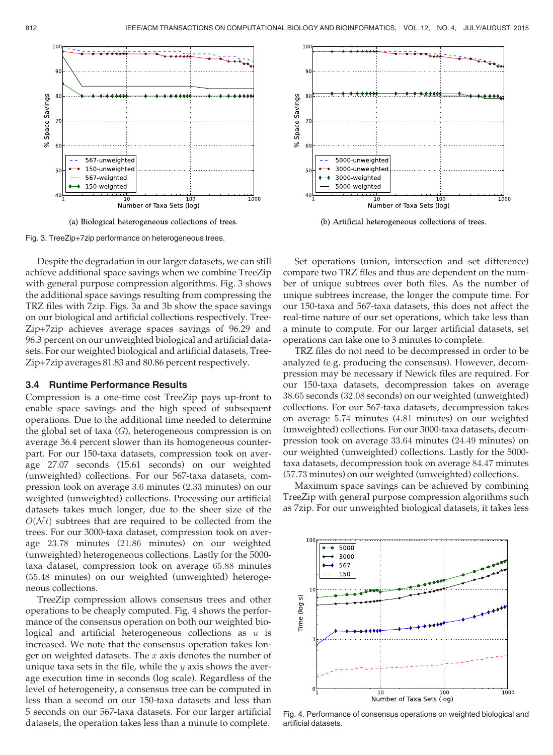(a) Biological heterogeneous collections of trees.

(b) Artificial heterogeneous collections of trees.

Fig. 3. TreeZip+7zip performance on heterogeneous trees.

Despite the degradation in our larger datasets, we can still achieve additional space savings when we combine TreeZip with general purpose compression algorithms. Fig. 3 shows the additional space savings resulting from compressing the TRZ files with 7zip. Figs. 3a and 3b show the space savings on our biological and artificial collections respectively. TreeZip+7zip achieves average spaces savings of 96.29 and 96.3 percent on our unweighted biological and artificial datasets. For our weighted biological and artificial datasets, TreeZip+7zip averages 81.83 and 80.86 percent respectively.

### 3.4 Runtime Performance Results

Compression is a one-time cost TreeZip pays up-front to enable space savings and the high speed of subsequent operations. Due to the additional time needed to determine the global set of taxa ($G$), heterogeneous compression is on average 36.4 percent slower than its homogeneous counterpart. For our 150-taxa datasets, compression took on average 27.07 seconds (15.61 seconds) on our weighted (unweighted) collections. For our 567-taxa datasets, compression took on average 3.6 minutes (2.33 minutes) on our weighted (unweighted) collections. Processing our artificial datasets takes much longer, due to the sheer size of the $O(\mathcal{N}t)$ subtrees that are required to be collected from the trees. For our 3000-taxa dataset, compression took on average 23.78 minutes (21.86 minutes) on our weighted (unweighted) heterogeneous collections. Lastly for the 5000-taxa dataset, compression took on average 65.88 minutes (55.48 minutes) on our weighted (unweighted) heterogeneous collections.

TreeZip compression allows consensus trees and other operations to be cheaply computed. Fig. 4 shows the performance of the consensus operation on both our weighted biological and artificial heterogeneous collections as $u$ is increased. We note that the consensus operation takes longer on weighted datasets. The $x$ axis denotes the number of unique taxa sets in the file, while the $y$ axis shows the average execution time in seconds (log scale). Regardless of the level of heterogeneity, a consensus tree can be computed in less than a second on our 150-taxa datasets and less than 5 seconds on our 567-taxa datasets. For our larger artificial datasets, the operation takes less than a minute to complete.

Set operations (union, intersection and set difference) compare two TRZ files and thus are dependent on the number of unique subtrees over both files. As the number of unique subtrees increase, the longer the compute time. For our 150-taxa and 567-taxa datasets, this does not affect the real-time nature of our set operations, which take less than a minute to compute. For our larger artificial datasets, set operations can take one to 3 minutes to complete.

TRZ files do not need to be decompressed in order to be analyzed (e.g. producing the consensus). However, decompression may be necessary if Newick files are required. For our 150-taxa datasets, decompression takes on average 38.65 seconds (32.08 seconds) on our weighted (unweighted) collections. For our 567-taxa datasets, decompression takes on average 5.74 minutes (4.81 minutes) on our weighted (unweighted) collections. For our 3000-taxa datasets, decompression took on average 33.64 minutes (24.49 minutes) on our weighted (unweighted) collections. Lastly for the 5000-taxa datasets, decompression took on average 84.47 minutes (57.73 minutes) on our weighted (unweighted) collections.

Maximum space savings can be achieved by combining TreeZip with general purpose compression algorithms such as 7zip. For our unweighted biological datasets, it takes less

Fig. 4. Performance of consensus operations on weighted biological and artificial datasets.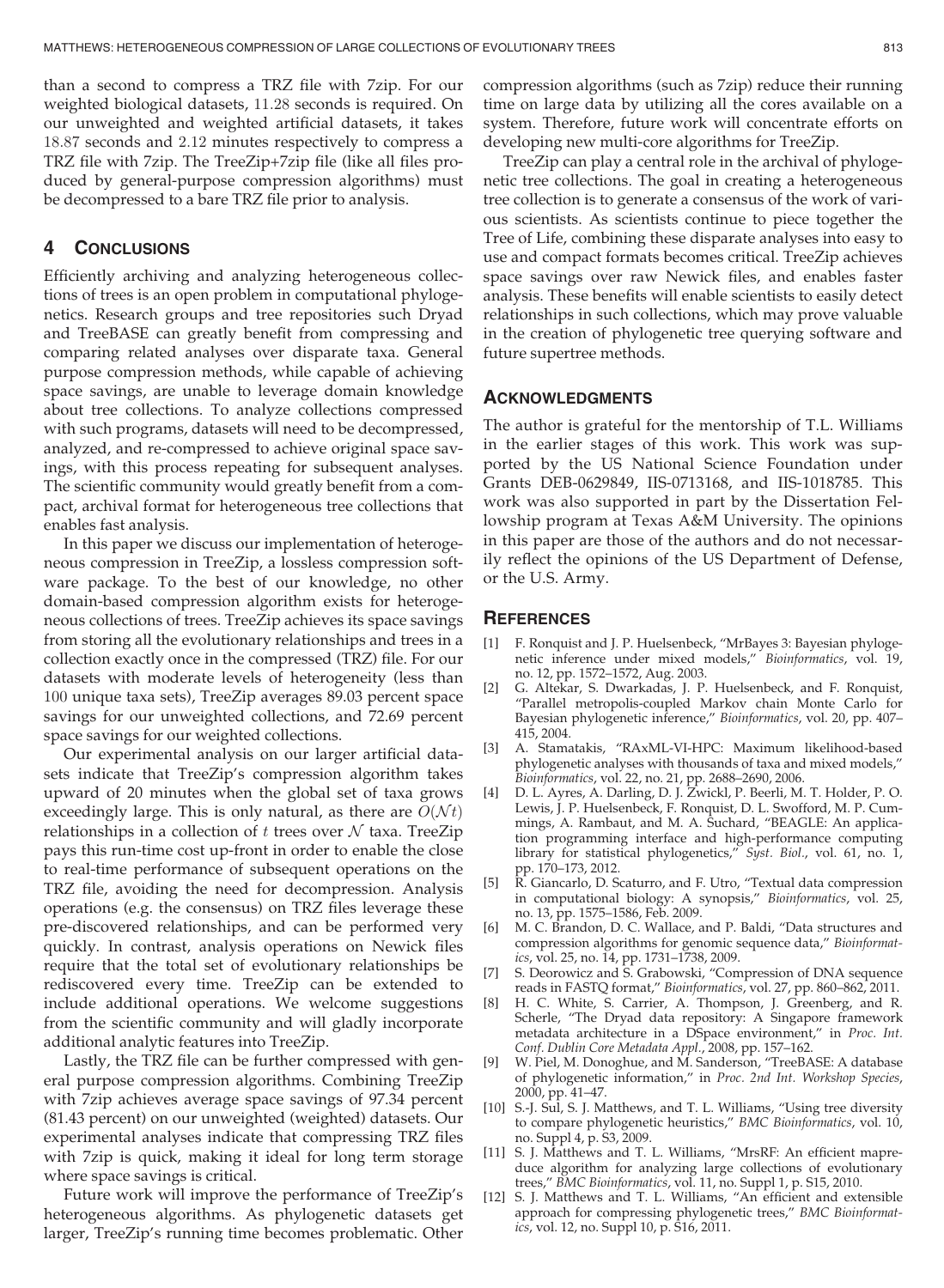than a second to compress a TRZ file with 7zip. For our weighted biological datasets, 11.28 seconds is required. On our unweighted and weighted artificial datasets, it takes 18.87 seconds and 2.12 minutes respectively to compress a TRZ file with 7zip. The TreeZip+7zip file (like all files produced by general-purpose compression algorithms) must be decompressed to a bare TRZ file prior to analysis.

## 4 Conclusions

Efficiently archiving and analyzing heterogeneous collections of trees is an open problem in computational phylogenetics. Research groups and tree repositories such Dryad and TreeBASE can greatly benefit from compressing and comparing related analyses over disparate taxa. General purpose compression methods, while capable of achieving space savings, are unable to leverage domain knowledge about tree collections. To analyze collections compressed with such programs, datasets will need to be decompressed, analyzed, and re-compressed to achieve original space savings, with this process repeating for subsequent analyses. The scientific community would greatly benefit from a compact, archival format for heterogeneous tree collections that enables fast analysis.

In this paper we discuss our implementation of heterogeneous compression in TreeZip, a lossless compression software package. To the best of our knowledge, no other domain-based compression algorithm exists for heterogeneous collections of trees. TreeZip achieves its space savings from storing all the evolutionary relationships and trees in a collection exactly once in the compressed (TRZ) file. For our datasets with moderate levels of heterogeneity (less than 100 unique taxa sets), TreeZip averages 89.03 percent space savings for our unweighted collections, and 72.69 percent space savings for our weighted collections.

Our experimental analysis on our larger artificial datasets indicate that TreeZip's compression algorithm takes upward of 20 minutes when the global set of taxa grows exceedingly large. This is only natural, as there are $O(\mathcal{N}t)$ relationships in a collection of $t$ trees over $\mathcal{N}$ taxa. TreeZip pays this run-time cost up-front in order to enable the close to real-time performance of subsequent operations on the TRZ file, avoiding the need for decompression. Analysis operations (e.g. the consensus) on TRZ files leverage these pre-discovered relationships, and can be performed very quickly. In contrast, analysis operations on Newick files require that the total set of evolutionary relationships be rediscovered every time. TreeZip can be extended to include additional operations. We welcome suggestions from the scientific community and will gladly incorporate additional analytic features into TreeZip.

Lastly, the TRZ file can be further compressed with general purpose compression algorithms. Combining TreeZip with 7zip achieves average space savings of 97.34 percent (81.43 percent) on our unweighted (weighted) datasets. Our experimental analyses indicate that compressing TRZ files with 7zip is quick, making it ideal for long term storage where space savings is critical.

Future work will improve the performance of TreeZip's heterogeneous algorithms. As phylogenetic datasets get larger, TreeZip's running time becomes problematic. Other compression algorithms (such as 7zip) reduce their running time on large data by utilizing all the cores available on a system. Therefore, future work will concentrate efforts on developing new multi-core algorithms for TreeZip.

TreeZip can play a central role in the archival of phylogenetic tree collections. The goal in creating a heterogeneous tree collection is to generate a consensus of the work of various scientists. As scientists continue to piece together the Tree of Life, combining these disparate analyses into easy to use and compact formats becomes critical. TreeZip achieves space savings over raw Newick files, and enables faster analysis. These benefits will enable scientists to easily detect relationships in such collections, which may prove valuable in the creation of phylogenetic tree querying software and future supertree methods.

## Acknowledgments

The author is grateful for the mentorship of T.L. Williams in the earlier stages of this work. This work was supported by the US National Science Foundation under Grants DEB-0629849, IIS-0713168, and IIS-1018785. This work was also supported in part by the Dissertation Fellowship program at Texas A&M University. The opinions in this paper are those of the authors and do not necessarily reflect the opinions of the US Department of Defense, or the U.S. Army.

## References

[1] F. Ronquist and J. P. Huelsenbeck, "MrBayes 3: Bayesian phylogenetic inference under mixed models," *Bioinformatics*, vol. 19, no. 12, pp. 1572–1572, Aug. 2003.

[2] G. Altekar, S. Dwarkadas, J. P. Huelsenbeck, and F. Ronquist, "Parallel metropolis-coupled Markov chain Monte Carlo for Bayesian phylogenetic inference," *Bioinformatics*, vol. 20, pp. 407–415, 2004.

[3] A. Stamatakis, "RAxML-VI-HPC: Maximum likelihood-based phylogenetic analyses with thousands of taxa and mixed models," *Bioinformatics*, vol. 22, no. 21, pp. 2688–2690, 2006.

[4] D. L. Ayres, A. Darling, D. J. Zwickl, P. Beerli, M. T. Holder, P. O. Lewis, J. P. Huelsenbeck, F. Ronquist, D. L. Swofford, M. P. Cummings, A. Rambaut, and M. A. Suchard, "BEAGLE: An application programming interface and high-performance computing library for statistical phylogenetics," *Syst. Biol.*, vol. 61, no. 1, pp. 170–173, 2012.

[5] R. Giancarlo, D. Scaturro, and F. Utro, "Textual data compression in computational biology: A synopsis," *Bioinformatics*, vol. 25, no. 13, pp. 1575–1586, Feb. 2009.

[6] M. C. Brandon, D. C. Wallace, and P. Baldi, "Data structures and compression algorithms for genomic sequence data," *Bioinformatics*, vol. 25, no. 14, pp. 1731–1738, 2009.

[7] S. Deorowicz and S. Grabowski, "Compression of DNA sequence reads in FASTQ format," *Bioinformatics*, vol. 27, pp. 860–862, 2011.

[8] H. C. White, S. Carrier, A. Thompson, J. Greenberg, and R. Scherle, "The Dryad data repository: A Singapore framework metadata architecture in a DSpace environment," in *Proc. Int. Conf. Dublin Core Metadata Appl.*, 2008, pp. 157–162.

[9] W. Piel, M. Donoghue, and M. Sanderson, "TreeBASE: A database of phylogenetic information," in *Proc. 2nd Int. Workshop Species*, 2000, pp. 41–47.

[10] S.-J. Sul, S. J. Matthews, and T. L. Williams, "Using tree diversity to compare phylogenetic heuristics," *BMC Bioinformatics*, vol. 10, no. Suppl 4, p. S3, 2009.

[11] S. J. Matthews and T. L. Williams, "MrsRF: An efficient mapreduce algorithm for analyzing large collections of evolutionary trees," *BMC Bioinformatics*, vol. 11, no. Suppl 1, p. S15, 2010.

[12] S. J. Matthews and T. L. Williams, "An efficient and extensible approach for compressing phylogenetic trees," *BMC Bioinformatics*, vol. 12, no. Suppl 10, p. S16, 2011.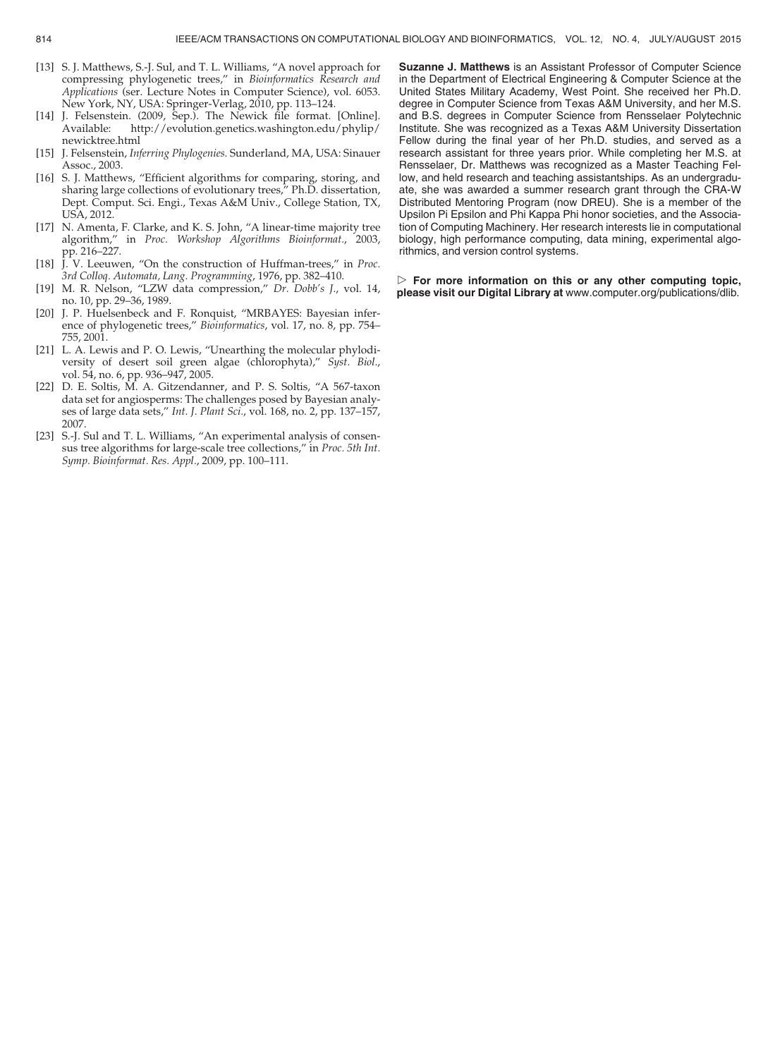[13] S. J. Matthews, S.-J. Sul, and T. L. Williams, "A novel approach for compressing phylogenetic trees," in *Bioinformatics Research and Applications* (ser. Lecture Notes in Computer Science), vol. 6053. New York, NY, USA: Springer-Verlag, 2010, pp. 113–124.

[14] J. Felsenstein. (2009, Sep.). The Newick file format. [Online]. Available: http://evolution.genetics.washington.edu/phylip/newicktree.html

[15] J. Felsenstein, *Inferring Phylogenies*. Sunderland, MA, USA: Sinauer Assoc., 2003.

[16] S. J. Matthews, "Efficient algorithms for comparing, storing, and sharing large collections of evolutionary trees," Ph.D. dissertation, Dept. Comput. Sci. Engi., Texas A&M Univ., College Station, TX, USA, 2012.

[17] N. Amenta, F. Clarke, and K. S. John, "A linear-time majority tree algorithm," in *Proc. Workshop Algorithms Bioinformat.*, 2003, pp. 216–227.

[18] J. V. Leeuwen, "On the construction of Huffman-trees," in *Proc. 3rd Colloq. Automata, Lang. Programming*, 1976, pp. 382–410.

[19] M. R. Nelson, "LZW data compression," *Dr. Dobb's J.*, vol. 14, no. 10, pp. 29–36, 1989.

[20] J. P. Huelsenbeck and F. Ronquist, "MRBAYES: Bayesian inference of phylogenetic trees," *Bioinformatics*, vol. 17, no. 8, pp. 754–755, 2001.

[21] L. A. Lewis and P. O. Lewis, "Unearthing the molecular phylodiversity of desert soil green algae (chlorophyta)," *Syst. Biol.*, vol. 54, no. 6, pp. 936–947, 2005.

[22] D. E. Soltis, M. A. Gitzendanner, and P. S. Soltis, "A 567-taxon data set for angiosperms: The challenges posed by Bayesian analyses of large data sets," *Int. J. Plant Sci.*, vol. 168, no. 2, pp. 137–157, 2007.

[23] S.-J. Sul and T. L. Williams, "An experimental analysis of consensus tree algorithms for large-scale tree collections," in *Proc. 5th Int. Symp. Bioinformat. Res. Appl.*, 2009, pp. 100–111.

**Suzanne J. Matthews** is an Assistant Professor of Computer Science in the Department of Electrical Engineering & Computer Science at the United States Military Academy, West Point. She received her Ph.D. degree in Computer Science from Texas A&M University, and her M.S. and B.S. degrees in Computer Science from Rensselaer Polytechnic Institute. She was recognized as a Texas A&M University Dissertation Fellow during the final year of her Ph.D. studies, and served as a research assistant for three years prior. While completing her M.S. at Rensselaer, Dr. Matthews was recognized as a Master Teaching Fellow, and held research and teaching assistantships. As an undergraduate, she was awarded a summer research grant through the CRA-W Distributed Mentoring Program (now DREU). She is a member of the Upsilon Pi Epsilon and Phi Kappa Phi honor societies, and the Association of Computing Machinery. Her research interests lie in computational biology, high performance computing, data mining, experimental algorithmics, and version control systems.

▷ **For more information on this or any other computing topic, please visit our Digital Library at** www.computer.org/publications/dlib.